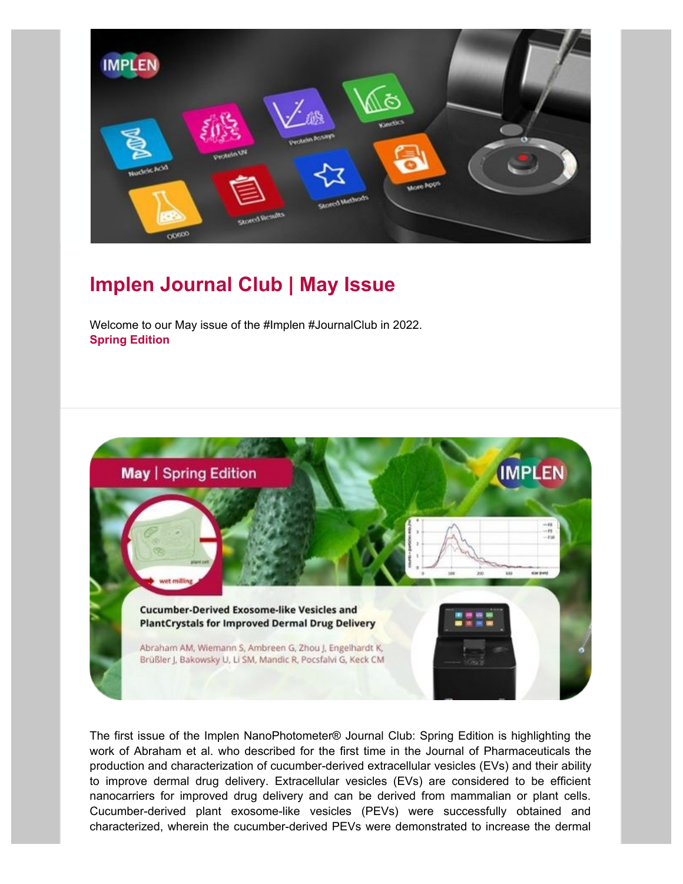## Implen Journal Club | May Issue

Welcome to our May issue of the #Implen #JournalClub in 2022.
**Spring Edition**

The first issue of the Implen NanoPhotometer® Journal Club: Spring Edition is highlighting the work of Abraham et al. who described for the first time in the Journal of Pharmaceuticals the production and characterization of cucumber-derived extracellular vesicles (EVs) and their ability to improve dermal drug delivery. Extracellular vesicles (EVs) are considered to be efficient nanocarriers for improved drug delivery and can be derived from mammalian or plant cells. Cucumber-derived plant exosome-like vesicles (PEVs) were successfully obtained and characterized, wherein the cucumber-derived PEVs were demonstrated to increase the dermal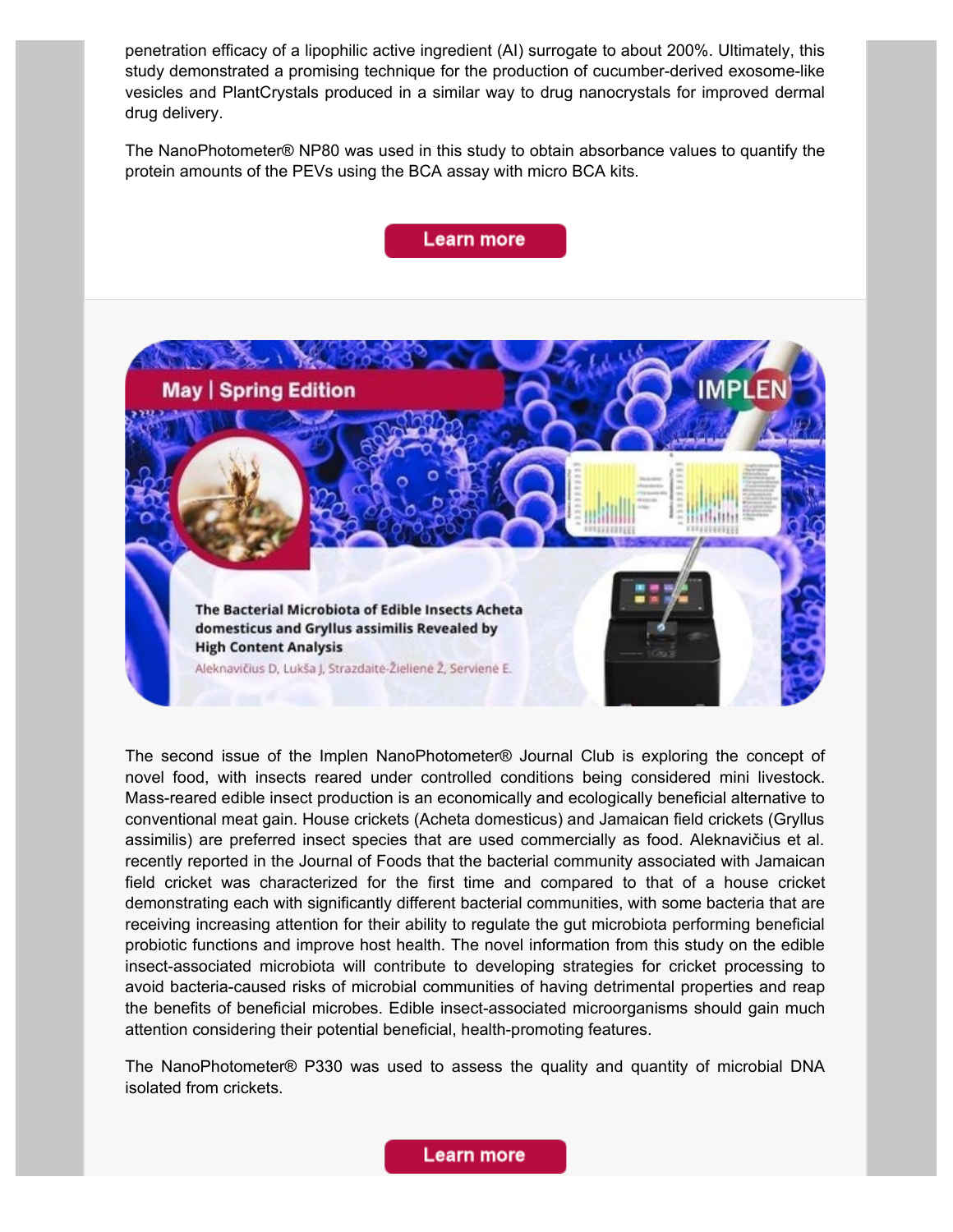penetration efficacy of a lipophilic active ingredient (AI) surrogate to about 200%. Ultimately, this study demonstrated a promising technique for the production of cucumber-derived exosome-like vesicles and PlantCrystals produced in a similar way to drug nanocrystals for improved dermal drug delivery.

The NanoPhotometer® NP80 was used in this study to obtain absorbance values to quantify the protein amounts of the PEVs using the BCA assay with micro BCA kits.

Learn more

May | Spring Edition

IMPLEN

**The Bacterial Microbiota of Edible Insects Acheta domesticus and Gryllus assimilis Revealed by High Content Analysis**

Aleknavičius D, Lukša J, Strazdaitė-Žielienė Ž, Servienė E.

The second issue of the Implen NanoPhotometer® Journal Club is exploring the concept of novel food, with insects reared under controlled conditions being considered mini livestock. Mass-reared edible insect production is an economically and ecologically beneficial alternative to conventional meat gain. House crickets (Acheta domesticus) and Jamaican field crickets (Gryllus assimilis) are preferred insect species that are used commercially as food. Aleknavičius et al. recently reported in the Journal of Foods that the bacterial community associated with Jamaican field cricket was characterized for the first time and compared to that of a house cricket demonstrating each with significantly different bacterial communities, with some bacteria that are receiving increasing attention for their ability to regulate the gut microbiota performing beneficial probiotic functions and improve host health. The novel information from this study on the edible insect-associated microbiota will contribute to developing strategies for cricket processing to avoid bacteria-caused risks of microbial communities of having detrimental properties and reap the benefits of beneficial microbes. Edible insect-associated microorganisms should gain much attention considering their potential beneficial, health-promoting features.

The NanoPhotometer® P330 was used to assess the quality and quantity of microbial DNA isolated from crickets.

Learn more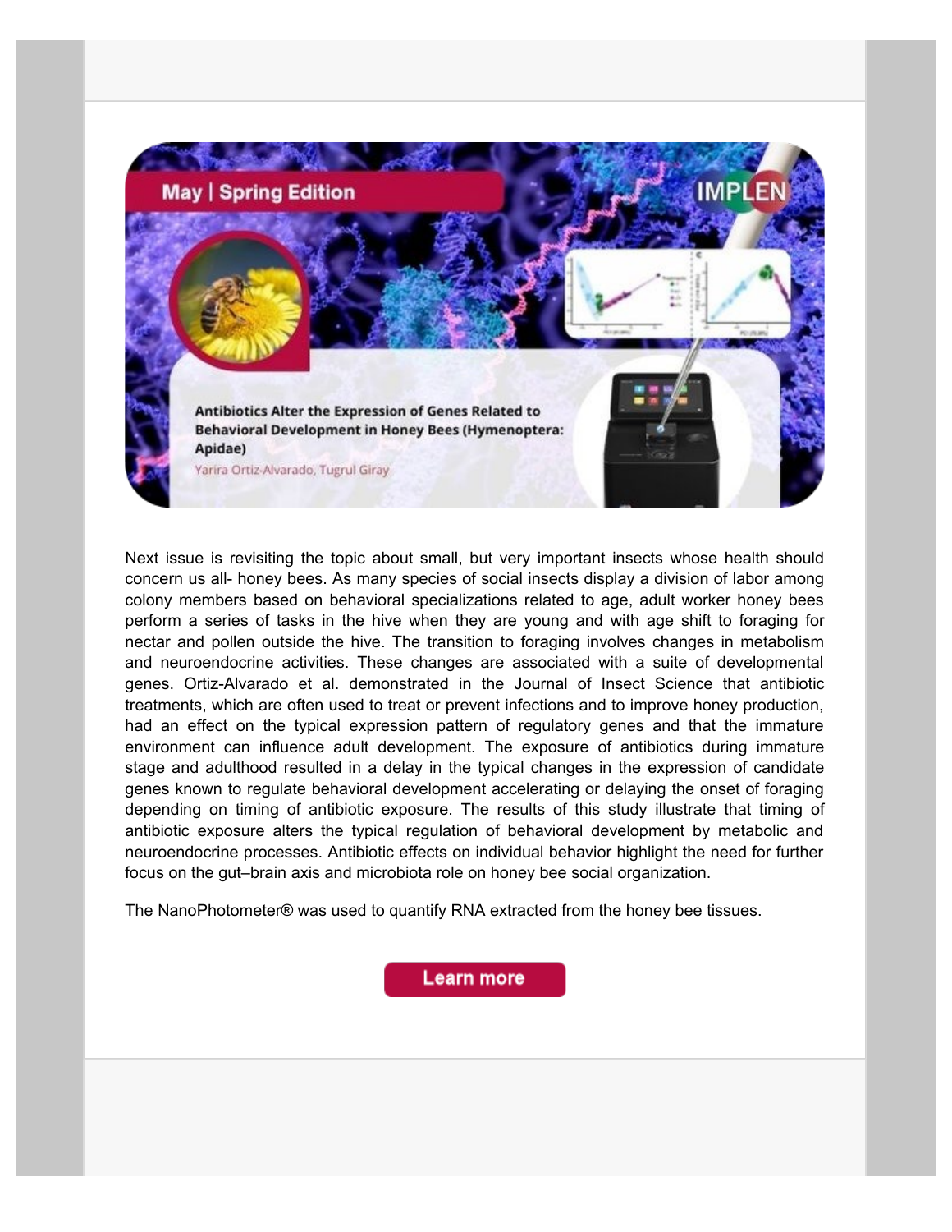May | Spring Edition

IMPLEN

**Antibiotics Alter the Expression of Genes Related to Behavioral Development in Honey Bees (Hymenoptera: Apidae)**

Yarira Ortiz-Alvarado, Tugrul Giray

Next issue is revisiting the topic about small, but very important insects whose health should concern us all- honey bees. As many species of social insects display a division of labor among colony members based on behavioral specializations related to age, adult worker honey bees perform a series of tasks in the hive when they are young and with age shift to foraging for nectar and pollen outside the hive. The transition to foraging involves changes in metabolism and neuroendocrine activities. These changes are associated with a suite of developmental genes. Ortiz-Alvarado et al. demonstrated in the Journal of Insect Science that antibiotic treatments, which are often used to treat or prevent infections and to improve honey production, had an effect on the typical expression pattern of regulatory genes and that the immature environment can influence adult development. The exposure of antibiotics during immature stage and adulthood resulted in a delay in the typical changes in the expression of candidate genes known to regulate behavioral development accelerating or delaying the onset of foraging depending on timing of antibiotic exposure. The results of this study illustrate that timing of antibiotic exposure alters the typical regulation of behavioral development by metabolic and neuroendocrine processes. Antibiotic effects on individual behavior highlight the need for further focus on the gut–brain axis and microbiota role on honey bee social organization.

The NanoPhotometer® was used to quantify RNA extracted from the honey bee tissues.

Learn more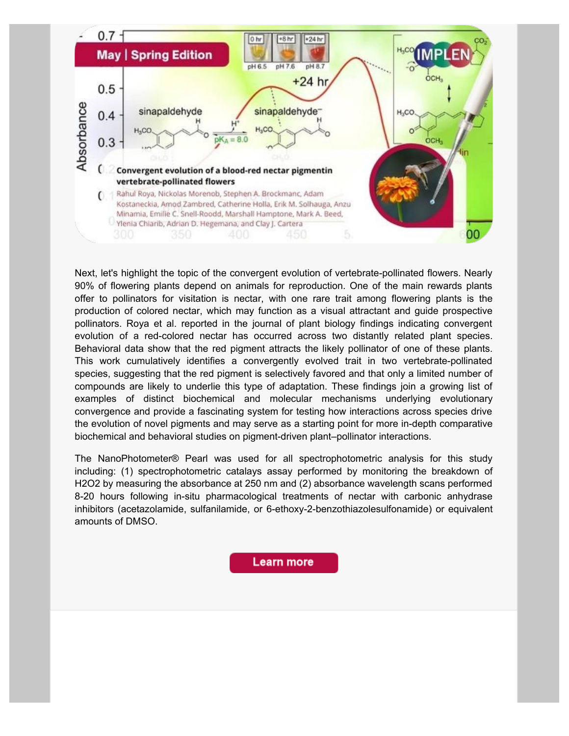Next, let's highlight the topic of the convergent evolution of vertebrate-pollinated flowers. Nearly 90% of flowering plants depend on animals for reproduction. One of the main rewards plants offer to pollinators for visitation is nectar, with one rare trait among flowering plants is the production of colored nectar, which may function as a visual attractant and guide prospective pollinators. Roya et al. reported in the journal of plant biology findings indicating convergent evolution of a red-colored nectar has occurred across two distantly related plant species. Behavioral data show that the red pigment attracts the likely pollinator of one of these plants. This work cumulatively identifies a convergently evolved trait in two vertebrate-pollinated species, suggesting that the red pigment is selectively favored and that only a limited number of compounds are likely to underlie this type of adaptation. These findings join a growing list of examples of distinct biochemical and molecular mechanisms underlying evolutionary convergence and provide a fascinating system for testing how interactions across species drive the evolution of novel pigments and may serve as a starting point for more in-depth comparative biochemical and behavioral studies on pigment-driven plant–pollinator interactions.

The NanoPhotometer® Pearl was used for all spectrophotometric analysis for this study including: (1) spectrophotometric catalays assay performed by monitoring the breakdown of H2O2 by measuring the absorbance at 250 nm and (2) absorbance wavelength scans performed 8-20 hours following in-situ pharmacological treatments of nectar with carbonic anhydrase inhibitors (acetazolamide, sulfanilamide, or 6-ethoxy-2-benzothiazolesulfonamide) or equivalent amounts of DMSO.

Learn more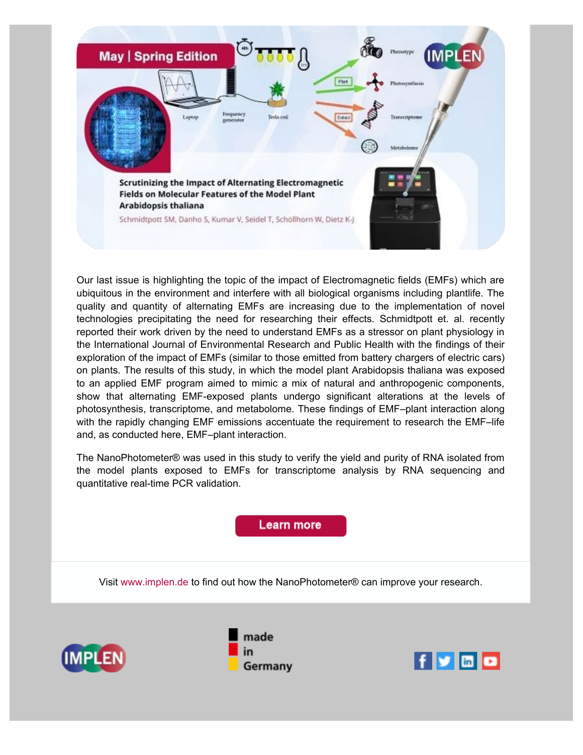May | Spring Edition

**Scrutinizing the Impact of Alternating Electromagnetic Fields on Molecular Features of the Model Plant Arabidopsis thaliana**

Schmidtpott SM, Danho S, Kumar V, Seidel T, Schöllhorn W, Dietz K-J

Our last issue is highlighting the topic of the impact of Electromagnetic fields (EMFs) which are ubiquitous in the environment and interfere with all biological organisms including plantlife. The quality and quantity of alternating EMFs are increasing due to the implementation of novel technologies precipitating the need for researching their effects. Schmidtpott et. al. recently reported their work driven by the need to understand EMFs as a stressor on plant physiology in the International Journal of Environmental Research and Public Health with the findings of their exploration of the impact of EMFs (similar to those emitted from battery chargers of electric cars) on plants. The results of this study, in which the model plant Arabidopsis thaliana was exposed to an applied EMF program aimed to mimic a mix of natural and anthropogenic components, show that alternating EMF-exposed plants undergo significant alterations at the levels of photosynthesis, transcriptome, and metabolome. These findings of EMF–plant interaction along with the rapidly changing EMF emissions accentuate the requirement to research the EMF–life and, as conducted here, EMF–plant interaction.

The NanoPhotometer® was used in this study to verify the yield and purity of RNA isolated from the model plants exposed to EMFs for transcriptome analysis by RNA sequencing and quantitative real-time PCR validation.

Learn more

Visit www.implen.de to find out how the NanoPhotometer® can improve your research.

made in Germany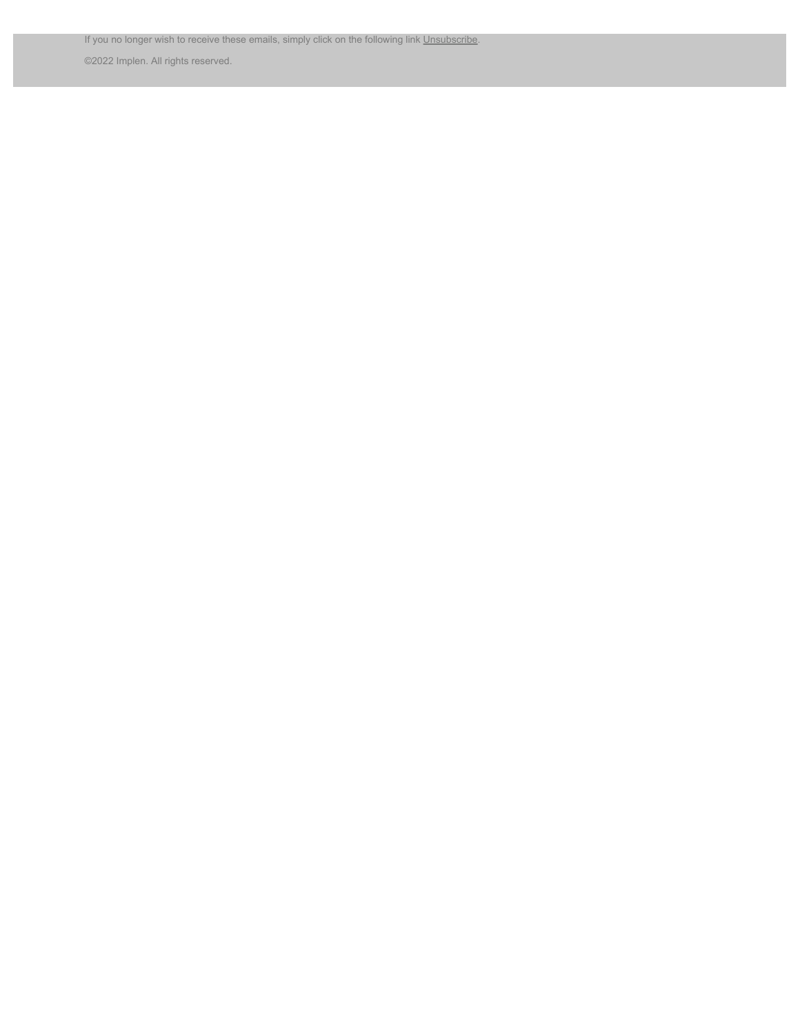If you no longer wish to receive these emails, simply click on the following link Unsubscribe.

©2022 Implen. All rights reserved.